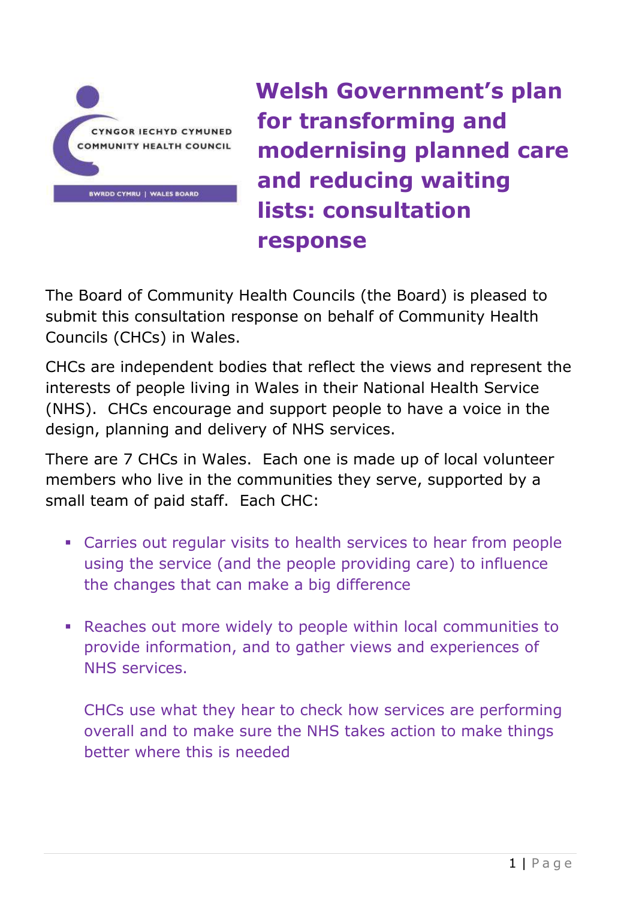# Welsh Government's plan for transforming and modernising planned care and reducing waiting lists: consultation response

The Board of Community Health Councils (the Board) is pleased to submit this consultation response on behalf of Community Health Councils (CHCs) in Wales.

CHCs are independent bodies that reflect the views and represent the interests of people living in Wales in their National Health Service (NHS). CHCs encourage and support people to have a voice in the design, planning and delivery of NHS services.

There are 7 CHCs in Wales. Each one is made up of local volunteer members who live in the communities they serve, supported by a small team of paid staff. Each CHC:

- Carries out regular visits to health services to hear from people using the service (and the people providing care) to influence the changes that can make a big difference

- Reaches out more widely to people within local communities to provide information, and to gather views and experiences of NHS services.

  CHCs use what they hear to check how services are performing overall and to make sure the NHS takes action to make things better where this is needed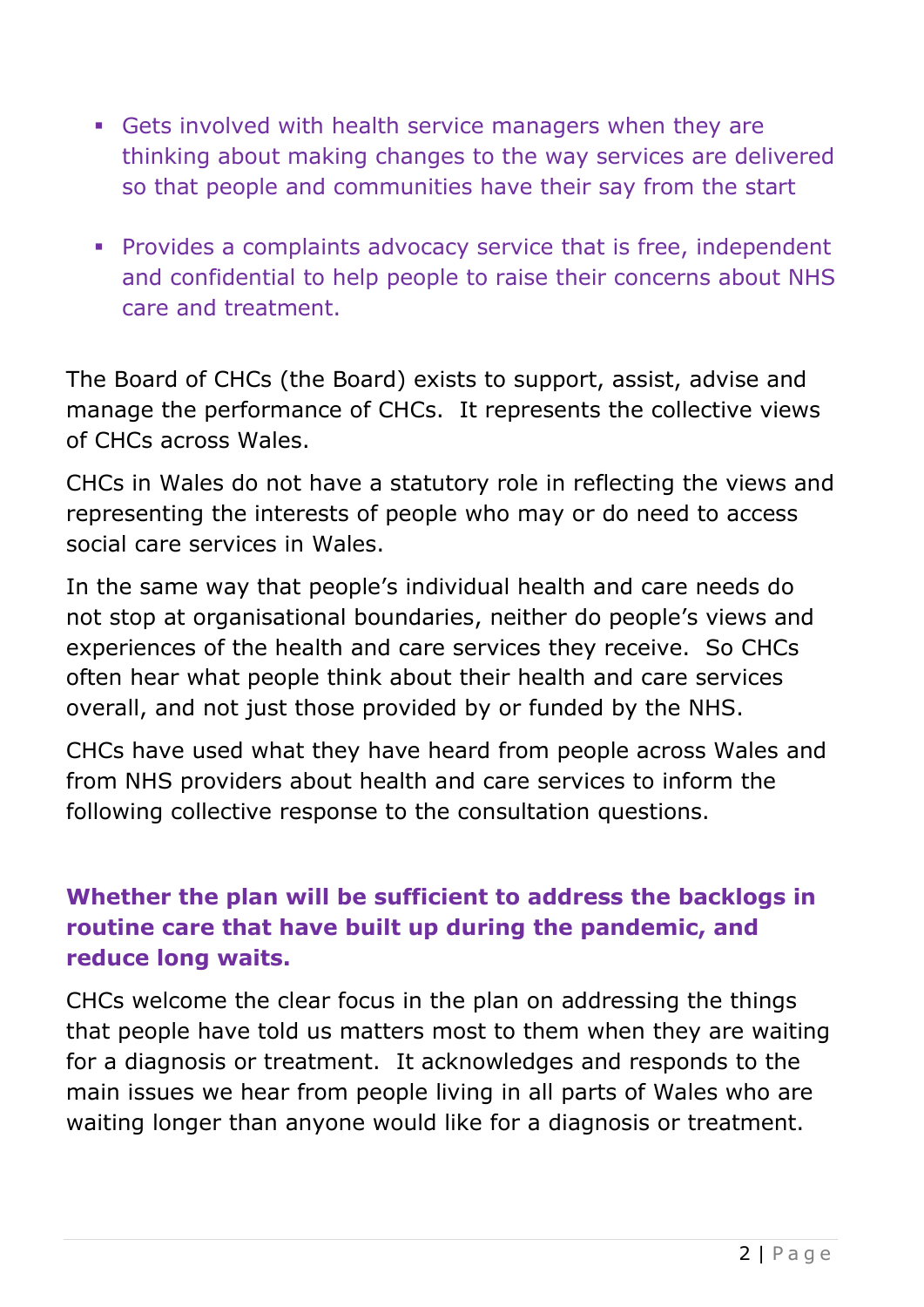- Gets involved with health service managers when they are thinking about making changes to the way services are delivered so that people and communities have their say from the start

- Provides a complaints advocacy service that is free, independent and confidential to help people to raise their concerns about NHS care and treatment.

The Board of CHCs (the Board) exists to support, assist, advise and manage the performance of CHCs. It represents the collective views of CHCs across Wales.

CHCs in Wales do not have a statutory role in reflecting the views and representing the interests of people who may or do need to access social care services in Wales.

In the same way that people's individual health and care needs do not stop at organisational boundaries, neither do people's views and experiences of the health and care services they receive. So CHCs often hear what people think about their health and care services overall, and not just those provided by or funded by the NHS.

CHCs have used what they have heard from people across Wales and from NHS providers about health and care services to inform the following collective response to the consultation questions.

## Whether the plan will be sufficient to address the backlogs in routine care that have built up during the pandemic, and reduce long waits.

CHCs welcome the clear focus in the plan on addressing the things that people have told us matters most to them when they are waiting for a diagnosis or treatment. It acknowledges and responds to the main issues we hear from people living in all parts of Wales who are waiting longer than anyone would like for a diagnosis or treatment.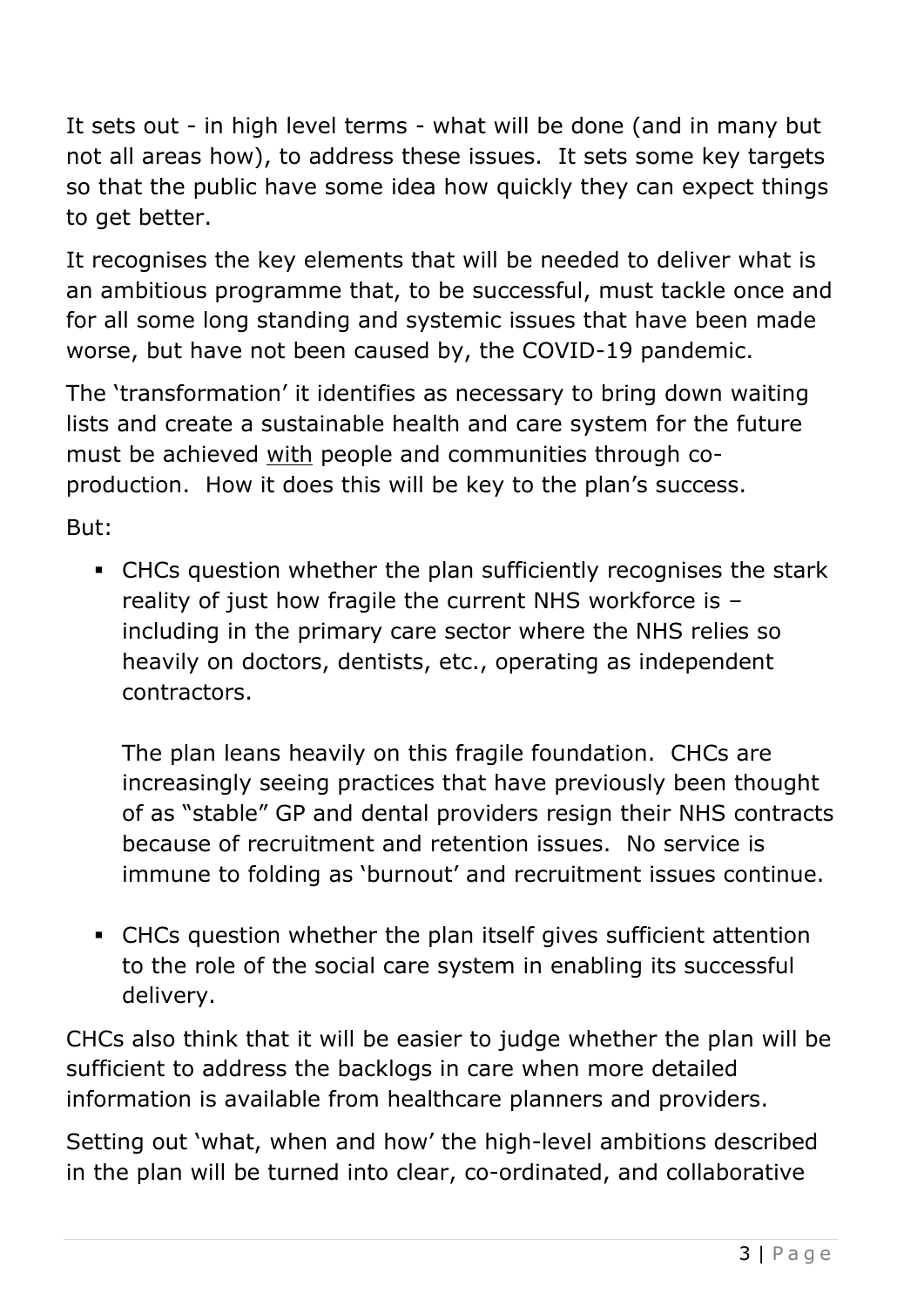It sets out - in high level terms - what will be done (and in many but not all areas how), to address these issues. It sets some key targets so that the public have some idea how quickly they can expect things to get better.

It recognises the key elements that will be needed to deliver what is an ambitious programme that, to be successful, must tackle once and for all some long standing and systemic issues that have been made worse, but have not been caused by, the COVID-19 pandemic.

The 'transformation' it identifies as necessary to bring down waiting lists and create a sustainable health and care system for the future must be achieved <u>with</u> people and communities through co-production. How it does this will be key to the plan's success.

But:

- CHCs question whether the plan sufficiently recognises the stark reality of just how fragile the current NHS workforce is – including in the primary care sector where the NHS relies so heavily on doctors, dentists, etc., operating as independent contractors.

  The plan leans heavily on this fragile foundation. CHCs are increasingly seeing practices that have previously been thought of as "stable" GP and dental providers resign their NHS contracts because of recruitment and retention issues. No service is immune to folding as 'burnout' and recruitment issues continue.

- CHCs question whether the plan itself gives sufficient attention to the role of the social care system in enabling its successful delivery.

CHCs also think that it will be easier to judge whether the plan will be sufficient to address the backlogs in care when more detailed information is available from healthcare planners and providers.

Setting out 'what, when and how' the high-level ambitions described in the plan will be turned into clear, co-ordinated, and collaborative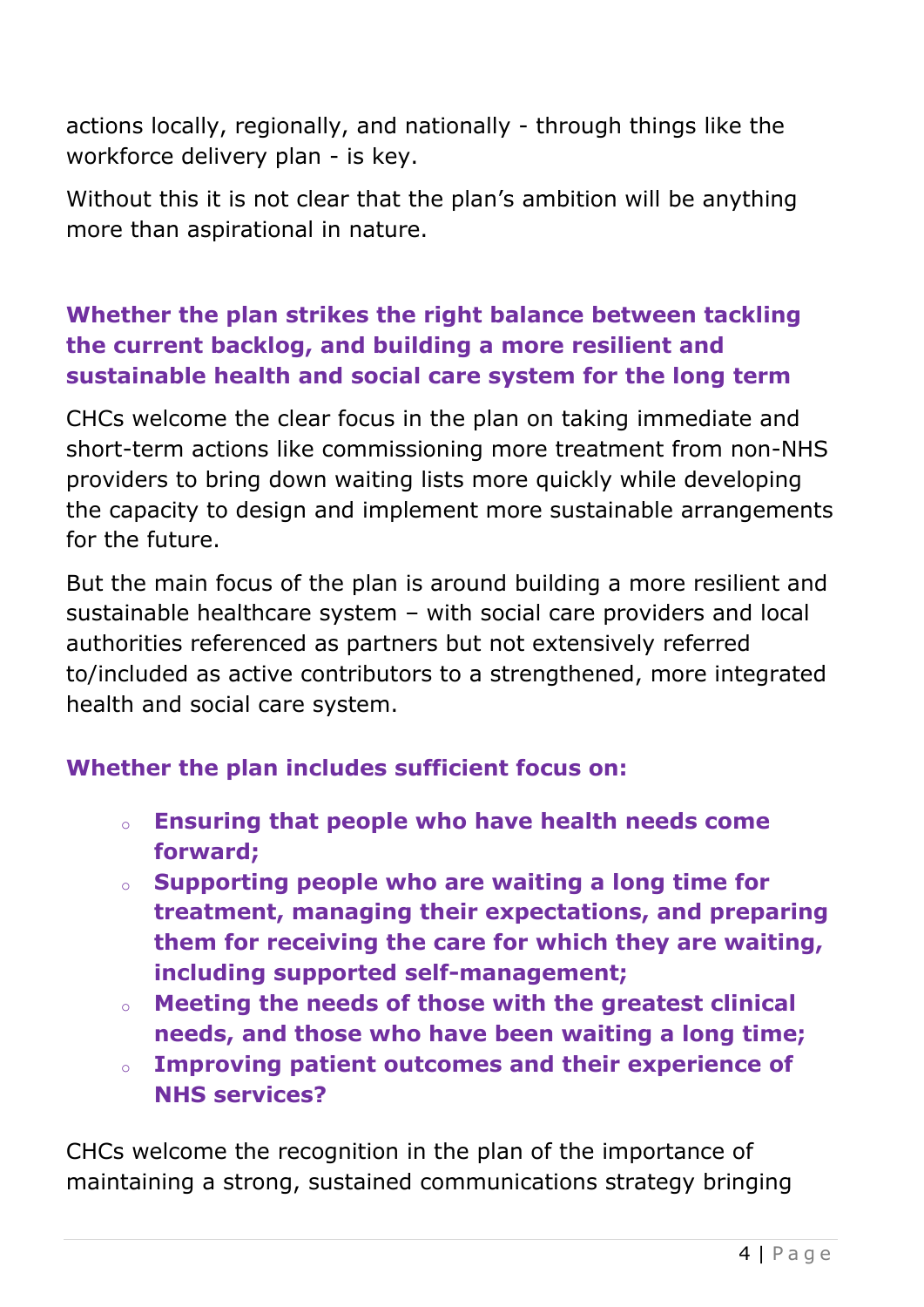actions locally, regionally, and nationally - through things like the workforce delivery plan - is key.

Without this it is not clear that the plan's ambition will be anything more than aspirational in nature.

### Whether the plan strikes the right balance between tackling the current backlog, and building a more resilient and sustainable health and social care system for the long term

CHCs welcome the clear focus in the plan on taking immediate and short-term actions like commissioning more treatment from non-NHS providers to bring down waiting lists more quickly while developing the capacity to design and implement more sustainable arrangements for the future.

But the main focus of the plan is around building a more resilient and sustainable healthcare system – with social care providers and local authorities referenced as partners but not extensively referred to/included as active contributors to a strengthened, more integrated health and social care system.

### Whether the plan includes sufficient focus on:

- **Ensuring that people who have health needs come forward;**
- **Supporting people who are waiting a long time for treatment, managing their expectations, and preparing them for receiving the care for which they are waiting, including supported self-management;**
- **Meeting the needs of those with the greatest clinical needs, and those who have been waiting a long time;**
- **Improving patient outcomes and their experience of NHS services?**

CHCs welcome the recognition in the plan of the importance of maintaining a strong, sustained communications strategy bringing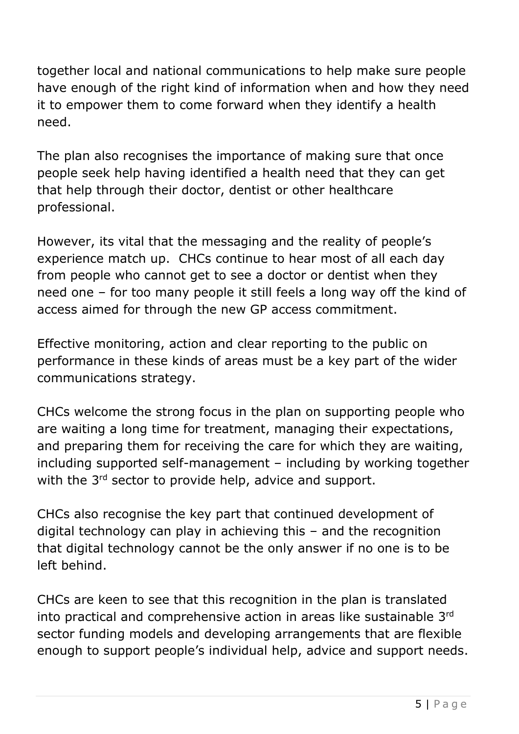together local and national communications to help make sure people have enough of the right kind of information when and how they need it to empower them to come forward when they identify a health need.

The plan also recognises the importance of making sure that once people seek help having identified a health need that they can get that help through their doctor, dentist or other healthcare professional.

However, its vital that the messaging and the reality of people's experience match up. CHCs continue to hear most of all each day from people who cannot get to see a doctor or dentist when they need one – for too many people it still feels a long way off the kind of access aimed for through the new GP access commitment.

Effective monitoring, action and clear reporting to the public on performance in these kinds of areas must be a key part of the wider communications strategy.

CHCs welcome the strong focus in the plan on supporting people who are waiting a long time for treatment, managing their expectations, and preparing them for receiving the care for which they are waiting, including supported self-management – including by working together with the 3rd sector to provide help, advice and support.

CHCs also recognise the key part that continued development of digital technology can play in achieving this – and the recognition that digital technology cannot be the only answer if no one is to be left behind.

CHCs are keen to see that this recognition in the plan is translated into practical and comprehensive action in areas like sustainable 3rd sector funding models and developing arrangements that are flexible enough to support people's individual help, advice and support needs.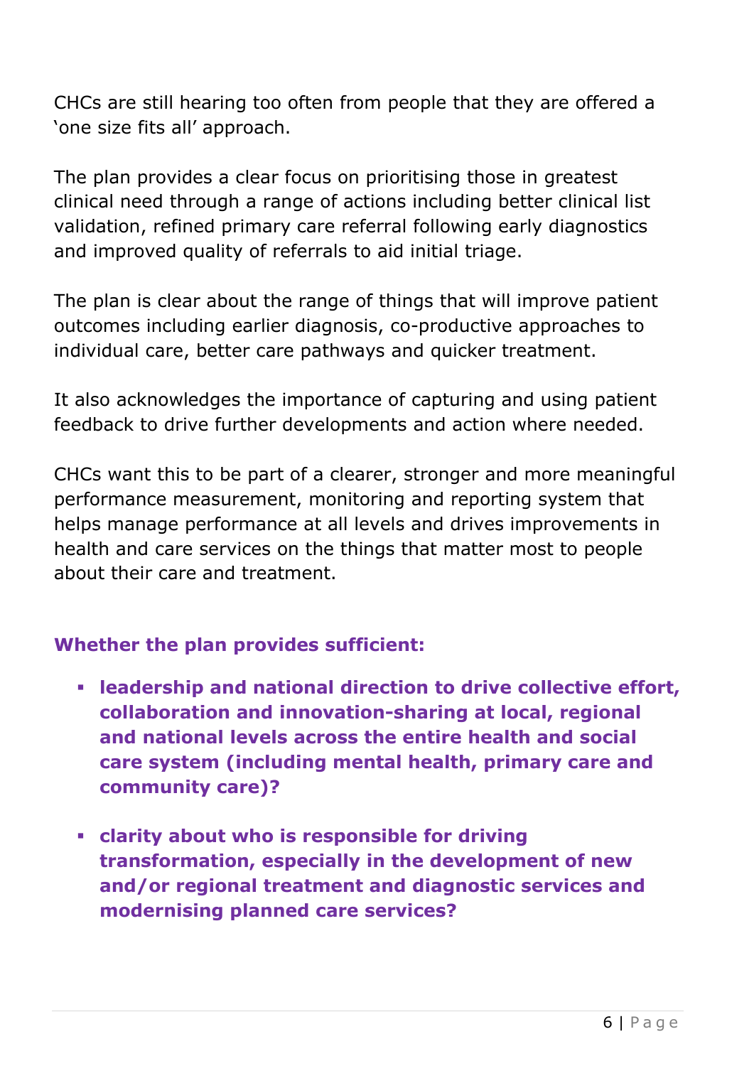CHCs are still hearing too often from people that they are offered a 'one size fits all' approach.

The plan provides a clear focus on prioritising those in greatest clinical need through a range of actions including better clinical list validation, refined primary care referral following early diagnostics and improved quality of referrals to aid initial triage.

The plan is clear about the range of things that will improve patient outcomes including earlier diagnosis, co-productive approaches to individual care, better care pathways and quicker treatment.

It also acknowledges the importance of capturing and using patient feedback to drive further developments and action where needed.

CHCs want this to be part of a clearer, stronger and more meaningful performance measurement, monitoring and reporting system that helps manage performance at all levels and drives improvements in health and care services on the things that matter most to people about their care and treatment.

### Whether the plan provides sufficient:

- **leadership and national direction to drive collective effort, collaboration and innovation-sharing at local, regional and national levels across the entire health and social care system (including mental health, primary care and community care)?**

- **clarity about who is responsible for driving transformation, especially in the development of new and/or regional treatment and diagnostic services and modernising planned care services?**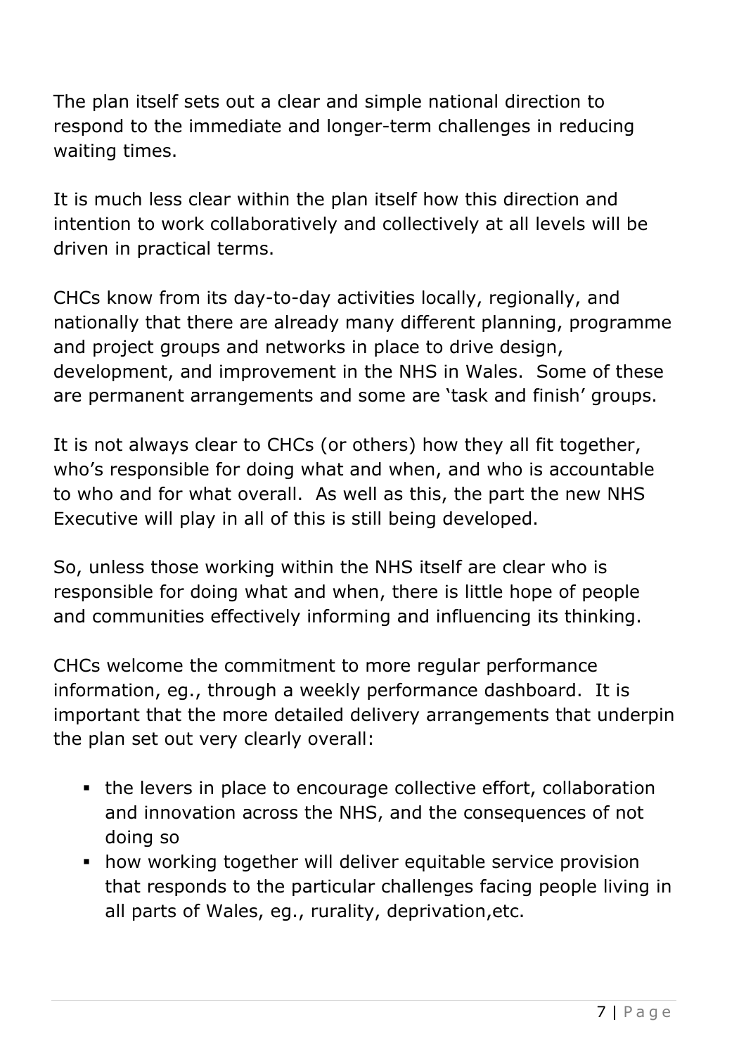The plan itself sets out a clear and simple national direction to respond to the immediate and longer-term challenges in reducing waiting times.

It is much less clear within the plan itself how this direction and intention to work collaboratively and collectively at all levels will be driven in practical terms.

CHCs know from its day-to-day activities locally, regionally, and nationally that there are already many different planning, programme and project groups and networks in place to drive design, development, and improvement in the NHS in Wales. Some of these are permanent arrangements and some are 'task and finish' groups.

It is not always clear to CHCs (or others) how they all fit together, who's responsible for doing what and when, and who is accountable to who and for what overall. As well as this, the part the new NHS Executive will play in all of this is still being developed.

So, unless those working within the NHS itself are clear who is responsible for doing what and when, there is little hope of people and communities effectively informing and influencing its thinking.

CHCs welcome the commitment to more regular performance information, eg., through a weekly performance dashboard. It is important that the more detailed delivery arrangements that underpin the plan set out very clearly overall:

- the levers in place to encourage collective effort, collaboration and innovation across the NHS, and the consequences of not doing so
- how working together will deliver equitable service provision that responds to the particular challenges facing people living in all parts of Wales, eg., rurality, deprivation,etc.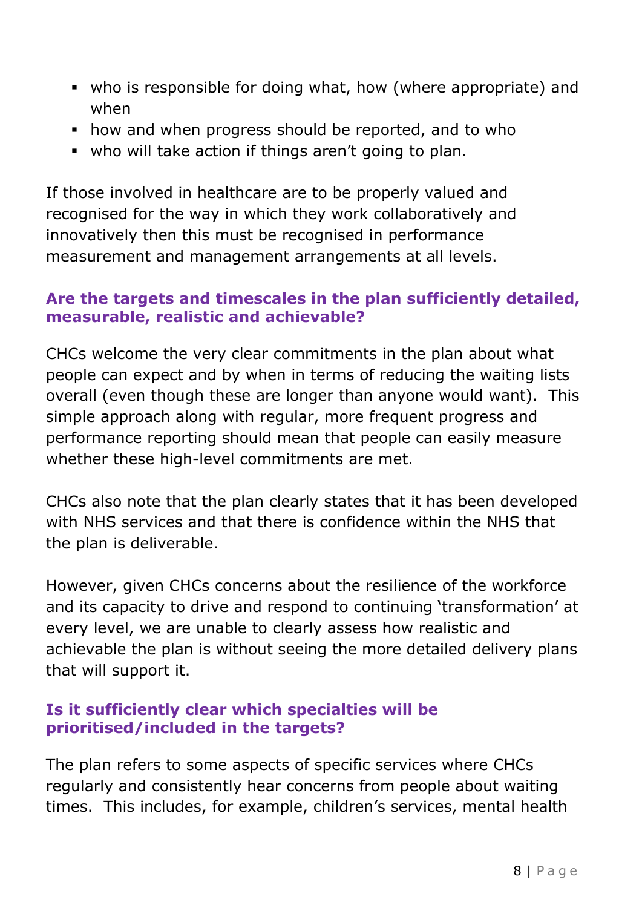- who is responsible for doing what, how (where appropriate) and when
- how and when progress should be reported, and to who
- who will take action if things aren't going to plan.

If those involved in healthcare are to be properly valued and recognised for the way in which they work collaboratively and innovatively then this must be recognised in performance measurement and management arrangements at all levels.

### Are the targets and timescales in the plan sufficiently detailed, measurable, realistic and achievable?

CHCs welcome the very clear commitments in the plan about what people can expect and by when in terms of reducing the waiting lists overall (even though these are longer than anyone would want). This simple approach along with regular, more frequent progress and performance reporting should mean that people can easily measure whether these high-level commitments are met.

CHCs also note that the plan clearly states that it has been developed with NHS services and that there is confidence within the NHS that the plan is deliverable.

However, given CHCs concerns about the resilience of the workforce and its capacity to drive and respond to continuing 'transformation' at every level, we are unable to clearly assess how realistic and achievable the plan is without seeing the more detailed delivery plans that will support it.

### Is it sufficiently clear which specialties will be prioritised/included in the targets?

The plan refers to some aspects of specific services where CHCs regularly and consistently hear concerns from people about waiting times. This includes, for example, children's services, mental health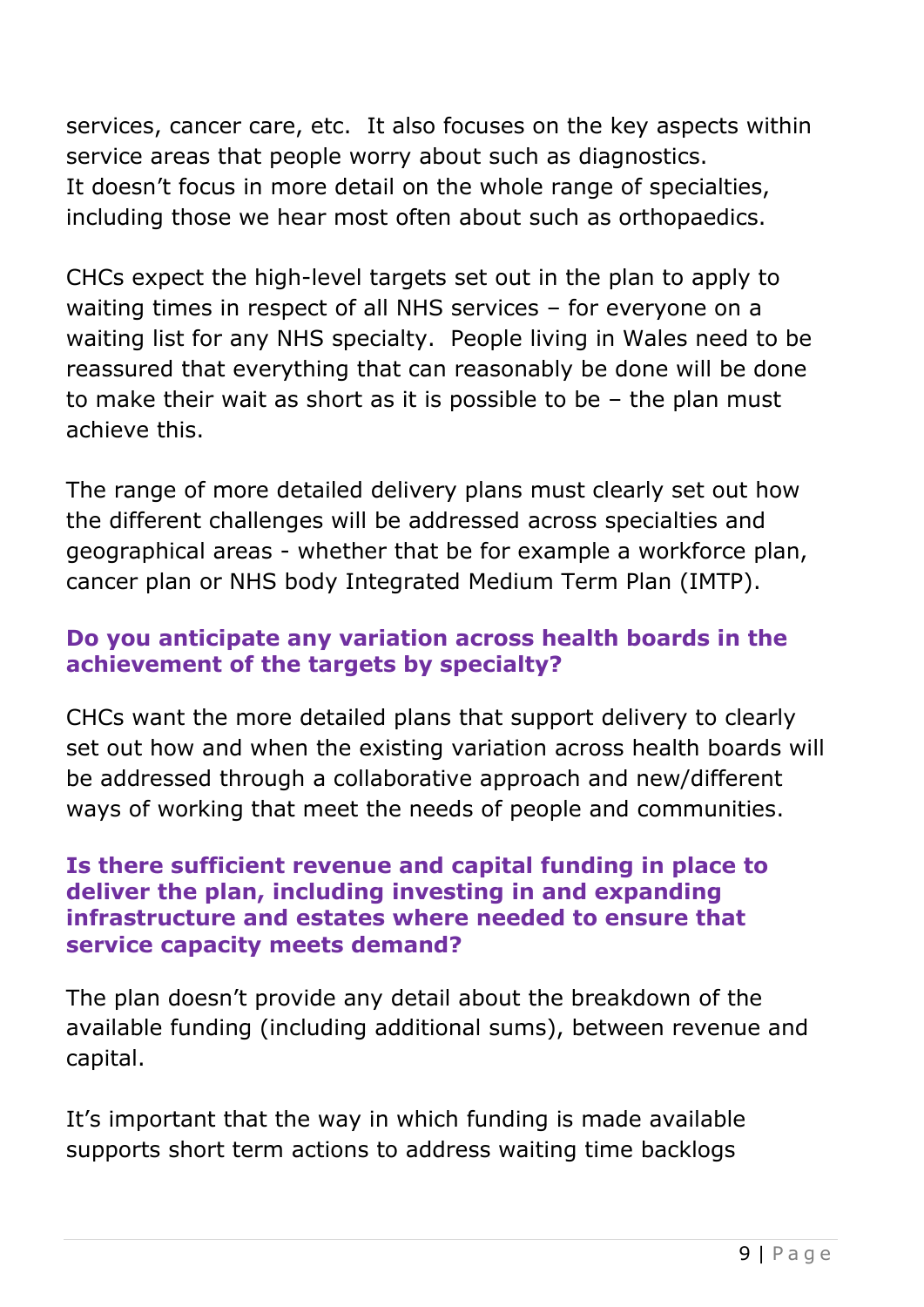services, cancer care, etc. It also focuses on the key aspects within service areas that people worry about such as diagnostics. It doesn't focus in more detail on the whole range of specialties, including those we hear most often about such as orthopaedics.

CHCs expect the high-level targets set out in the plan to apply to waiting times in respect of all NHS services – for everyone on a waiting list for any NHS specialty. People living in Wales need to be reassured that everything that can reasonably be done will be done to make their wait as short as it is possible to be – the plan must achieve this.

The range of more detailed delivery plans must clearly set out how the different challenges will be addressed across specialties and geographical areas - whether that be for example a workforce plan, cancer plan or NHS body Integrated Medium Term Plan (IMTP).

### Do you anticipate any variation across health boards in the achievement of the targets by specialty?

CHCs want the more detailed plans that support delivery to clearly set out how and when the existing variation across health boards will be addressed through a collaborative approach and new/different ways of working that meet the needs of people and communities.

### Is there sufficient revenue and capital funding in place to deliver the plan, including investing in and expanding infrastructure and estates where needed to ensure that service capacity meets demand?

The plan doesn't provide any detail about the breakdown of the available funding (including additional sums), between revenue and capital.

It's important that the way in which funding is made available supports short term actions to address waiting time backlogs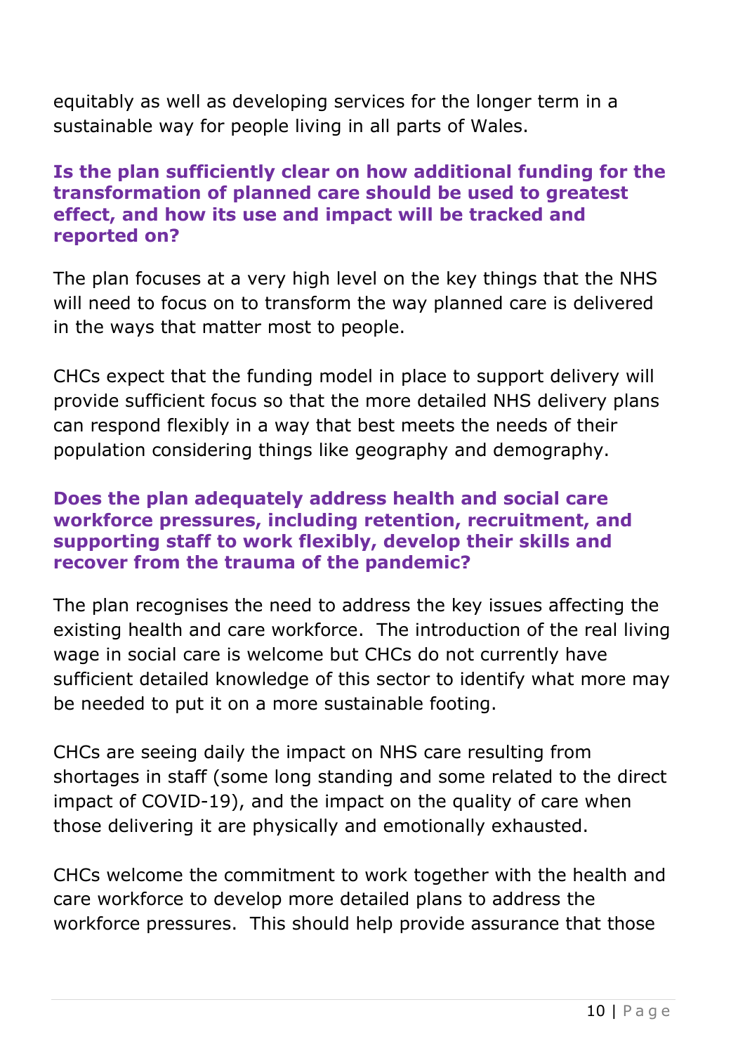equitably as well as developing services for the longer term in a sustainable way for people living in all parts of Wales.

**Is the plan sufficiently clear on how additional funding for the transformation of planned care should be used to greatest effect, and how its use and impact will be tracked and reported on?**

The plan focuses at a very high level on the key things that the NHS will need to focus on to transform the way planned care is delivered in the ways that matter most to people.

CHCs expect that the funding model in place to support delivery will provide sufficient focus so that the more detailed NHS delivery plans can respond flexibly in a way that best meets the needs of their population considering things like geography and demography.

**Does the plan adequately address health and social care workforce pressures, including retention, recruitment, and supporting staff to work flexibly, develop their skills and recover from the trauma of the pandemic?**

The plan recognises the need to address the key issues affecting the existing health and care workforce. The introduction of the real living wage in social care is welcome but CHCs do not currently have sufficient detailed knowledge of this sector to identify what more may be needed to put it on a more sustainable footing.

CHCs are seeing daily the impact on NHS care resulting from shortages in staff (some long standing and some related to the direct impact of COVID-19), and the impact on the quality of care when those delivering it are physically and emotionally exhausted.

CHCs welcome the commitment to work together with the health and care workforce to develop more detailed plans to address the workforce pressures. This should help provide assurance that those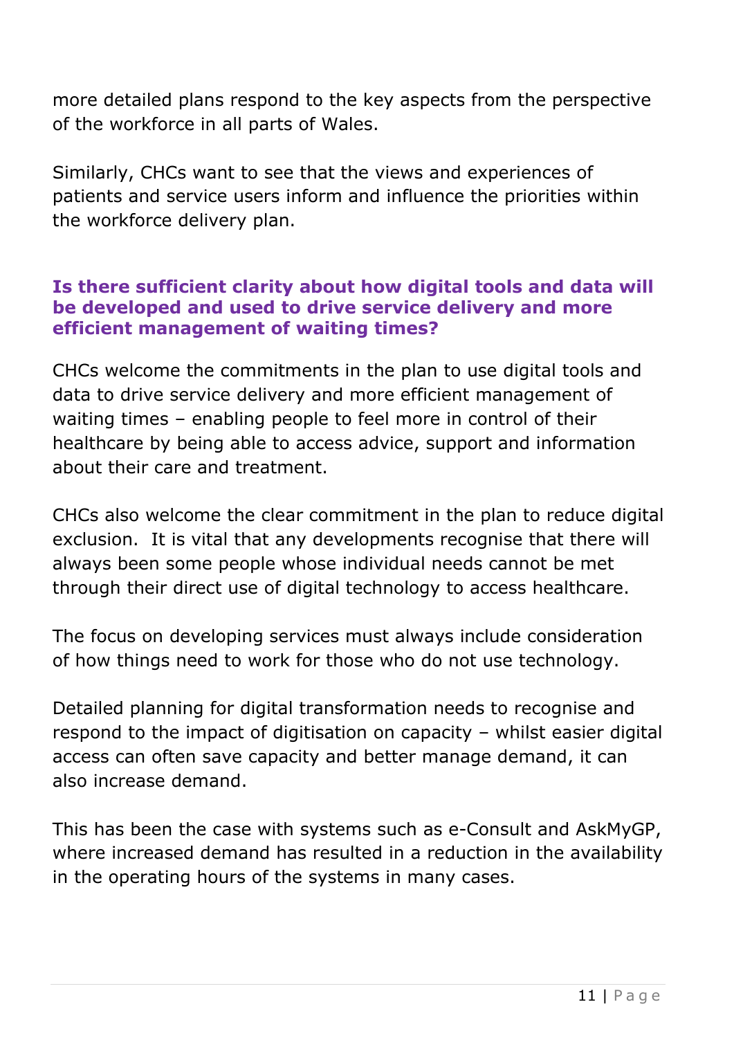more detailed plans respond to the key aspects from the perspective of the workforce in all parts of Wales.

Similarly, CHCs want to see that the views and experiences of patients and service users inform and influence the priorities within the workforce delivery plan.

### Is there sufficient clarity about how digital tools and data will be developed and used to drive service delivery and more efficient management of waiting times?

CHCs welcome the commitments in the plan to use digital tools and data to drive service delivery and more efficient management of waiting times – enabling people to feel more in control of their healthcare by being able to access advice, support and information about their care and treatment.

CHCs also welcome the clear commitment in the plan to reduce digital exclusion. It is vital that any developments recognise that there will always been some people whose individual needs cannot be met through their direct use of digital technology to access healthcare.

The focus on developing services must always include consideration of how things need to work for those who do not use technology.

Detailed planning for digital transformation needs to recognise and respond to the impact of digitisation on capacity – whilst easier digital access can often save capacity and better manage demand, it can also increase demand.

This has been the case with systems such as e-Consult and AskMyGP, where increased demand has resulted in a reduction in the availability in the operating hours of the systems in many cases.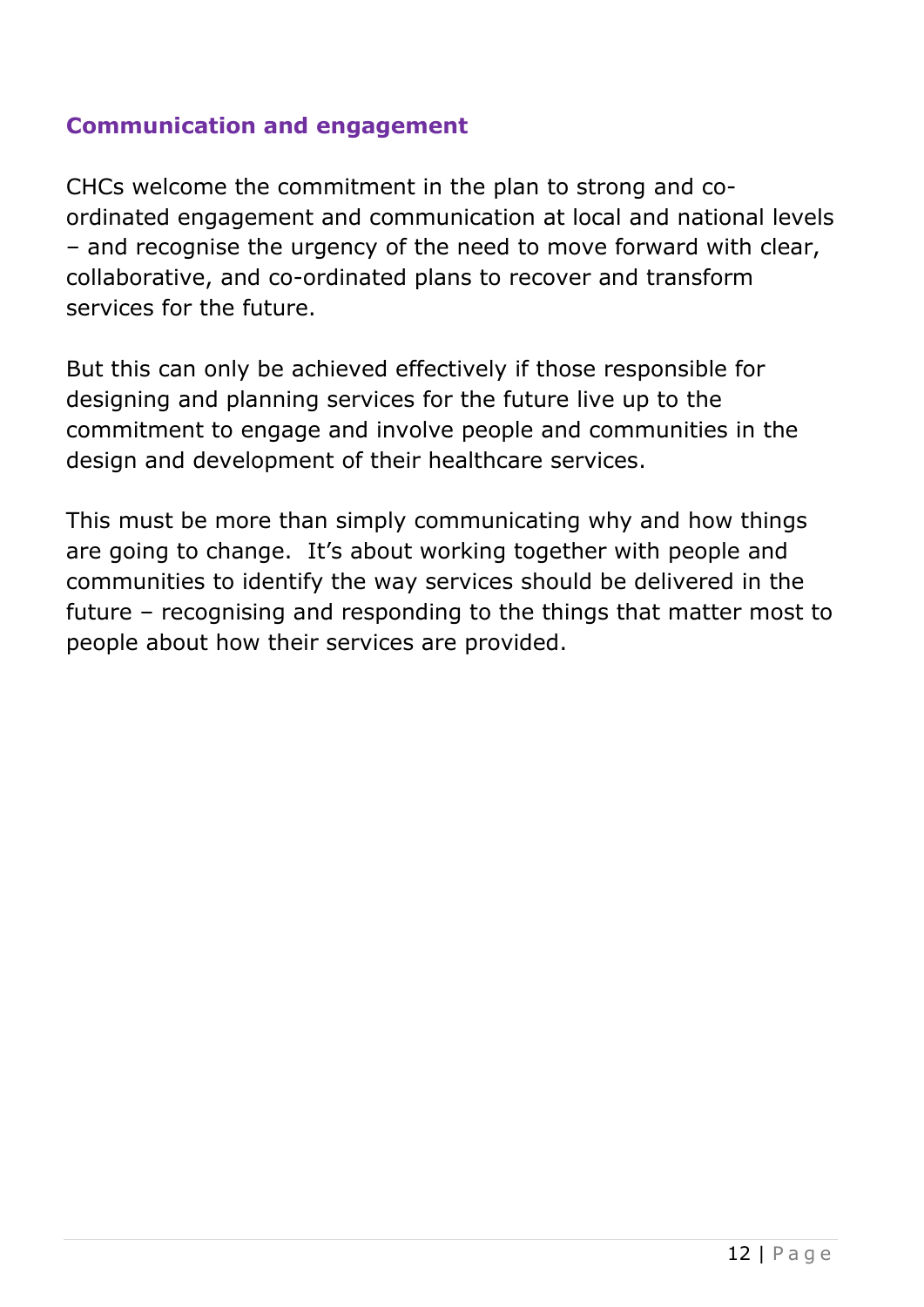## Communication and engagement

CHCs welcome the commitment in the plan to strong and co-ordinated engagement and communication at local and national levels – and recognise the urgency of the need to move forward with clear, collaborative, and co-ordinated plans to recover and transform services for the future.

But this can only be achieved effectively if those responsible for designing and planning services for the future live up to the commitment to engage and involve people and communities in the design and development of their healthcare services.

This must be more than simply communicating why and how things are going to change. It's about working together with people and communities to identify the way services should be delivered in the future – recognising and responding to the things that matter most to people about how their services are provided.